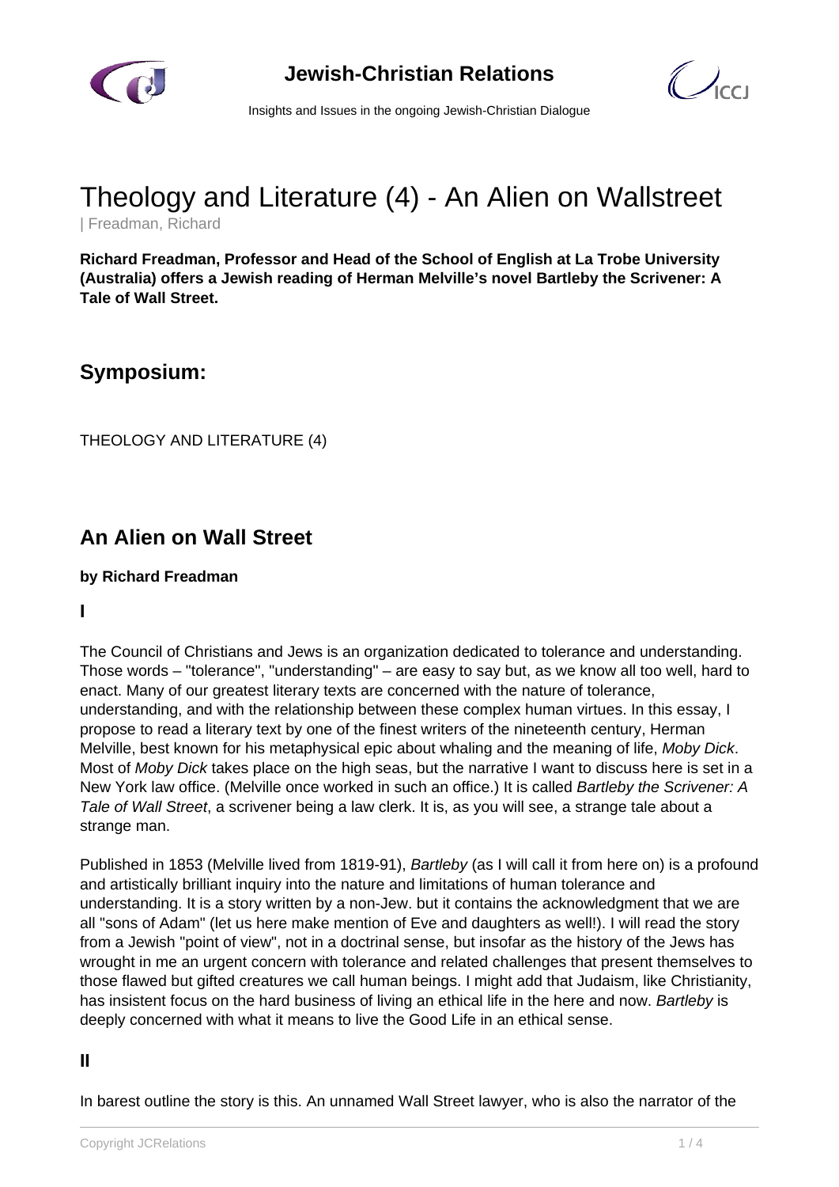# Theology and Literature (4) - An Alien on Wallstreet

| Freadman, Richard

**Richard Freadman, Professor and Head of the School of English at La Trobe University (Australia) offers a Jewish reading of Herman Melville's novel Bartleby the Scrivener: A Tale of Wall Street.**

## Symposium:

THEOLOGY AND LITERATURE (4)

## An Alien on Wall Street

**by Richard Freadman**

### I

The Council of Christians and Jews is an organization dedicated to tolerance and understanding. Those words – "tolerance", "understanding" – are easy to say but, as we know all too well, hard to enact. Many of our greatest literary texts are concerned with the nature of tolerance, understanding, and with the relationship between these complex human virtues. In this essay, I propose to read a literary text by one of the finest writers of the nineteenth century, Herman Melville, best known for his metaphysical epic about whaling and the meaning of life, *Moby Dick*. Most of *Moby Dick* takes place on the high seas, but the narrative I want to discuss here is set in a New York law office. (Melville once worked in such an office.) It is called *Bartleby the Scrivener: A Tale of Wall Street*, a scrivener being a law clerk. It is, as you will see, a strange tale about a strange man.

Published in 1853 (Melville lived from 1819-91), *Bartleby* (as I will call it from here on) is a profound and artistically brilliant inquiry into the nature and limitations of human tolerance and understanding. It is a story written by a non-Jew. but it contains the acknowledgment that we are all "sons of Adam" (let us here make mention of Eve and daughters as well!). I will read the story from a Jewish "point of view", not in a doctrinal sense, but insofar as the history of the Jews has wrought in me an urgent concern with tolerance and related challenges that present themselves to those flawed but gifted creatures we call human beings. I might add that Judaism, like Christianity, has insistent focus on the hard business of living an ethical life in the here and now. *Bartleby* is deeply concerned with what it means to live the Good Life in an ethical sense.

### II

In barest outline the story is this. An unnamed Wall Street lawyer, who is also the narrator of the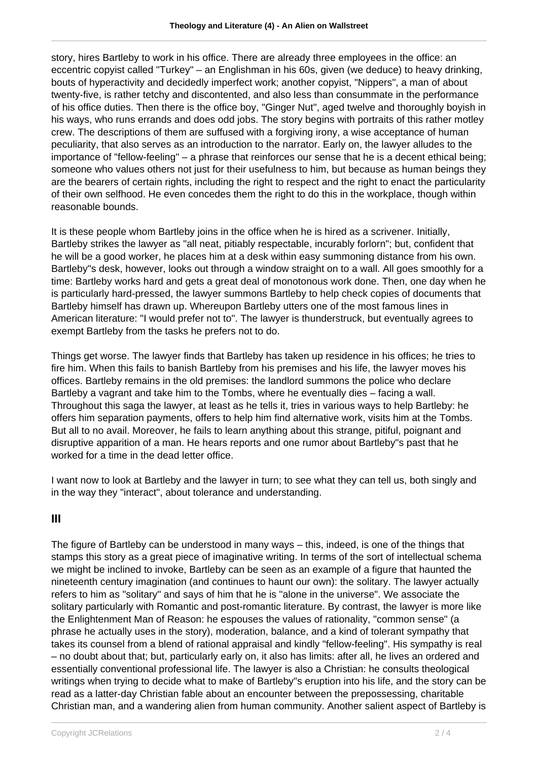story, hires Bartleby to work in his office. There are already three employees in the office: an eccentric copyist called "Turkey" – an Englishman in his 60s, given (we deduce) to heavy drinking, bouts of hyperactivity and decidedly imperfect work; another copyist, "Nippers", a man of about twenty-five, is rather tetchy and discontented, and also less than consummate in the performance of his office duties. Then there is the office boy, "Ginger Nut", aged twelve and thoroughly boyish in his ways, who runs errands and does odd jobs. The story begins with portraits of this rather motley crew. The descriptions of them are suffused with a forgiving irony, a wise acceptance of human peculiarity, that also serves as an introduction to the narrator. Early on, the lawyer alludes to the importance of "fellow-feeling" – a phrase that reinforces our sense that he is a decent ethical being; someone who values others not just for their usefulness to him, but because as human beings they are the bearers of certain rights, including the right to respect and the right to enact the particularity of their own selfhood. He even concedes them the right to do this in the workplace, though within reasonable bounds.

It is these people whom Bartleby joins in the office when he is hired as a scrivener. Initially, Bartleby strikes the lawyer as "all neat, pitiably respectable, incurably forlorn"; but, confident that he will be a good worker, he places him at a desk within easy summoning distance from his own. Bartleby"s desk, however, looks out through a window straight on to a wall. All goes smoothly for a time: Bartleby works hard and gets a great deal of monotonous work done. Then, one day when he is particularly hard-pressed, the lawyer summons Bartleby to help check copies of documents that Bartleby himself has drawn up. Whereupon Bartleby utters one of the most famous lines in American literature: "I would prefer not to". The lawyer is thunderstruck, but eventually agrees to exempt Bartleby from the tasks he prefers not to do.

Things get worse. The lawyer finds that Bartleby has taken up residence in his offices; he tries to fire him. When this fails to banish Bartleby from his premises and his life, the lawyer moves his offices. Bartleby remains in the old premises: the landlord summons the police who declare Bartleby a vagrant and take him to the Tombs, where he eventually dies – facing a wall. Throughout this saga the lawyer, at least as he tells it, tries in various ways to help Bartleby: he offers him separation payments, offers to help him find alternative work, visits him at the Tombs. But all to no avail. Moreover, he fails to learn anything about this strange, pitiful, poignant and disruptive apparition of a man. He hears reports and one rumor about Bartleby"s past that he worked for a time in the dead letter office.

I want now to look at Bartleby and the lawyer in turn; to see what they can tell us, both singly and in the way they "interact", about tolerance and understanding.

## III

The figure of Bartleby can be understood in many ways – this, indeed, is one of the things that stamps this story as a great piece of imaginative writing. In terms of the sort of intellectual schema we might be inclined to invoke, Bartleby can be seen as an example of a figure that haunted the nineteenth century imagination (and continues to haunt our own): the solitary. The lawyer actually refers to him as "solitary" and says of him that he is "alone in the universe". We associate the solitary particularly with Romantic and post-romantic literature. By contrast, the lawyer is more like the Enlightenment Man of Reason: he espouses the values of rationality, "common sense" (a phrase he actually uses in the story), moderation, balance, and a kind of tolerant sympathy that takes its counsel from a blend of rational appraisal and kindly "fellow-feeling". His sympathy is real – no doubt about that; but, particularly early on, it also has limits: after all, he lives an ordered and essentially conventional professional life. The lawyer is also a Christian: he consults theological writings when trying to decide what to make of Bartleby"s eruption into his life, and the story can be read as a latter-day Christian fable about an encounter between the prepossessing, charitable Christian man, and a wandering alien from human community. Another salient aspect of Bartleby is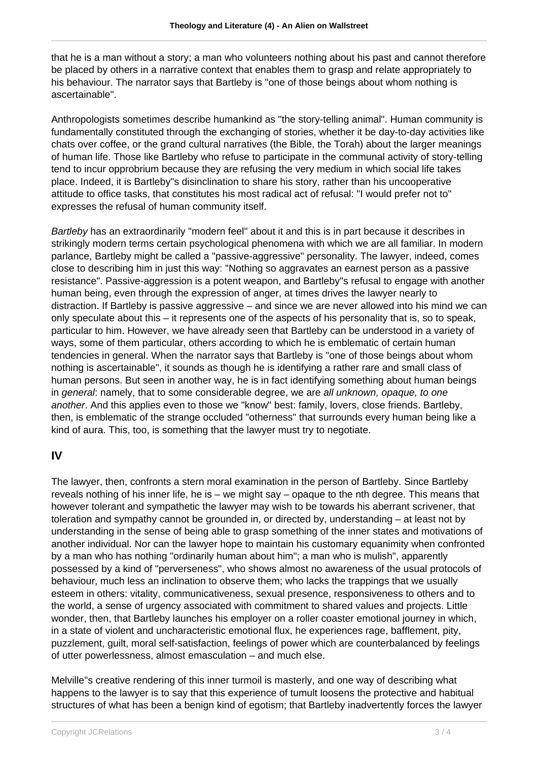that he is a man without a story; a man who volunteers nothing about his past and cannot therefore be placed by others in a narrative context that enables them to grasp and relate appropriately to his behaviour. The narrator says that Bartleby is "one of those beings about whom nothing is ascertainable".

Anthropologists sometimes describe humankind as "the story-telling animal". Human community is fundamentally constituted through the exchanging of stories, whether it be day-to-day activities like chats over coffee, or the grand cultural narratives (the Bible, the Torah) about the larger meanings of human life. Those like Bartleby who refuse to participate in the communal activity of story-telling tend to incur opprobrium because they are refusing the very medium in which social life takes place. Indeed, it is Bartleby"s disinclination to share his story, rather than his uncooperative attitude to office tasks, that constitutes his most radical act of refusal: "I would prefer not to" expresses the refusal of human community itself.

*Bartleby* has an extraordinarily "modern feel" about it and this is in part because it describes in strikingly modern terms certain psychological phenomena with which we are all familiar. In modern parlance, Bartleby might be called a "passive-aggressive" personality. The lawyer, indeed, comes close to describing him in just this way: "Nothing so aggravates an earnest person as a passive resistance". Passive-aggression is a potent weapon, and Bartleby"s refusal to engage with another human being, even through the expression of anger, at times drives the lawyer nearly to distraction. If Bartleby is passive aggressive – and since we are never allowed into his mind we can only speculate about this – it represents one of the aspects of his personality that is, so to speak, particular to him. However, we have already seen that Bartleby can be understood in a variety of ways, some of them particular, others according to which he is emblematic of certain human tendencies in general. When the narrator says that Bartleby is "one of those beings about whom nothing is ascertainable", it sounds as though he is identifying a rather rare and small class of human persons. But seen in another way, he is in fact identifying something about human beings in *general*: namely, that to some considerable degree, we are *all unknown, opaque, to one another*. And this applies even to those we "know" best: family, lovers, close friends. Bartleby, then, is emblematic of the strange occluded "otherness" that surrounds every human being like a kind of aura. This, too, is something that the lawyer must try to negotiate.

## IV

The lawyer, then, confronts a stern moral examination in the person of Bartleby. Since Bartleby reveals nothing of his inner life, he is – we might say – opaque to the nth degree. This means that however tolerant and sympathetic the lawyer may wish to be towards his aberrant scrivener, that toleration and sympathy cannot be grounded in, or directed by, understanding – at least not by understanding in the sense of being able to grasp something of the inner states and motivations of another individual. Nor can the lawyer hope to maintain his customary equanimity when confronted by a man who has nothing "ordinarily human about him"; a man who is mulish", apparently possessed by a kind of "perverseness", who shows almost no awareness of the usual protocols of behaviour, much less an inclination to observe them; who lacks the trappings that we usually esteem in others: vitality, communicativeness, sexual presence, responsiveness to others and to the world, a sense of urgency associated with commitment to shared values and projects. Little wonder, then, that Bartleby launches his employer on a roller coaster emotional journey in which, in a state of violent and uncharacteristic emotional flux, he experiences rage, bafflement, pity, puzzlement, guilt, moral self-satisfaction, feelings of power which are counterbalanced by feelings of utter powerlessness, almost emasculation – and much else.

Melville"s creative rendering of this inner turmoil is masterly, and one way of describing what happens to the lawyer is to say that this experience of tumult loosens the protective and habitual structures of what has been a benign kind of egotism; that Bartleby inadvertently forces the lawyer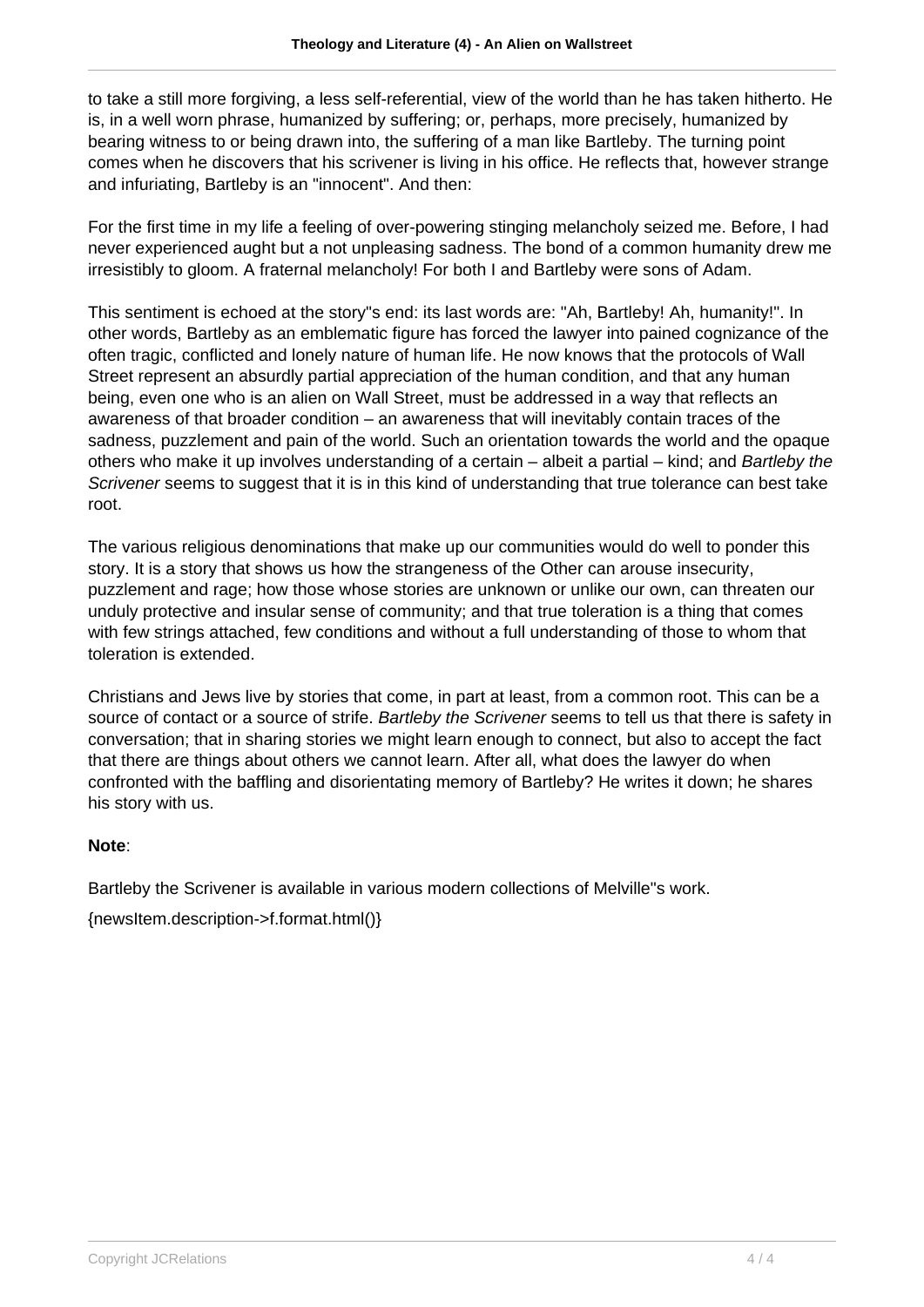to take a still more forgiving, a less self-referential, view of the world than he has taken hitherto. He is, in a well worn phrase, humanized by suffering; or, perhaps, more precisely, humanized by bearing witness to or being drawn into, the suffering of a man like Bartleby. The turning point comes when he discovers that his scrivener is living in his office. He reflects that, however strange and infuriating, Bartleby is an "innocent". And then:

For the first time in my life a feeling of over-powering stinging melancholy seized me. Before, I had never experienced aught but a not unpleasing sadness. The bond of a common humanity drew me irresistibly to gloom. A fraternal melancholy! For both I and Bartleby were sons of Adam.

This sentiment is echoed at the story''s end: its last words are: "Ah, Bartleby! Ah, humanity!". In other words, Bartleby as an emblematic figure has forced the lawyer into pained cognizance of the often tragic, conflicted and lonely nature of human life. He now knows that the protocols of Wall Street represent an absurdly partial appreciation of the human condition, and that any human being, even one who is an alien on Wall Street, must be addressed in a way that reflects an awareness of that broader condition – an awareness that will inevitably contain traces of the sadness, puzzlement and pain of the world. Such an orientation towards the world and the opaque others who make it up involves understanding of a certain – albeit a partial – kind; and *Bartleby the Scrivener* seems to suggest that it is in this kind of understanding that true tolerance can best take root.

The various religious denominations that make up our communities would do well to ponder this story. It is a story that shows us how the strangeness of the Other can arouse insecurity, puzzlement and rage; how those whose stories are unknown or unlike our own, can threaten our unduly protective and insular sense of community; and that true toleration is a thing that comes with few strings attached, few conditions and without a full understanding of those to whom that toleration is extended.

Christians and Jews live by stories that come, in part at least, from a common root. This can be a source of contact or a source of strife. *Bartleby the Scrivener* seems to tell us that there is safety in conversation; that in sharing stories we might learn enough to connect, but also to accept the fact that there are things about others we cannot learn. After all, what does the lawyer do when confronted with the baffling and disorientating memory of Bartleby? He writes it down; he shares his story with us.

**Note**:

Bartleby the Scrivener is available in various modern collections of Melville''s work.

{newsItem.description->f.format.html()}